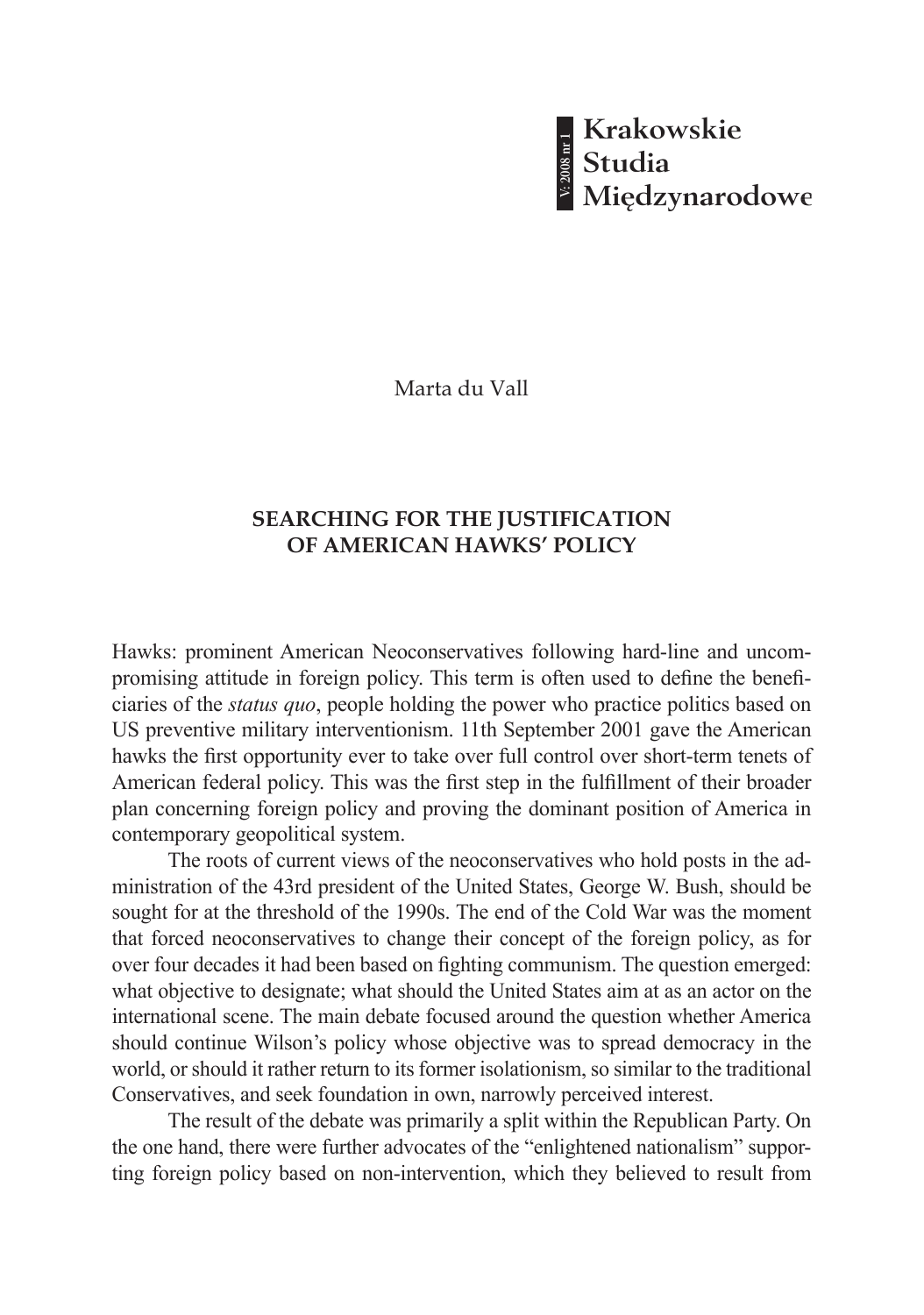Marta du Vall

# SEARCHING FOR THE JUSTIFICATION OF AMERICAN HAWKS' POLICY

Hawks: prominent American Neoconservatives following hard-line and uncompromising attitude in foreign policy. This term is often used to define the beneficiaries of the *status quo*, people holding the power who practice politics based on US preventive military interventionism. 11th September 2001 gave the American hawks the first opportunity ever to take over full control over short-term tenets of American federal policy. This was the first step in the fulfillment of their broader plan concerning foreign policy and proving the dominant position of America in contemporary geopolitical system.

The roots of current views of the neoconservatives who hold posts in the administration of the 43rd president of the United States, George W. Bush, should be sought for at the threshold of the 1990s. The end of the Cold War was the moment that forced neoconservatives to change their concept of the foreign policy, as for over four decades it had been based on fighting communism. The question emerged: what objective to designate; what should the United States aim at as an actor on the international scene. The main debate focused around the question whether America should continue Wilson's policy whose objective was to spread democracy in the world, or should it rather return to its former isolationism, so similar to the traditional Conservatives, and seek foundation in own, narrowly perceived interest.

The result of the debate was primarily a split within the Republican Party. On the one hand, there were further advocates of the "enlightened nationalism" supporting foreign policy based on non-intervention, which they believed to result from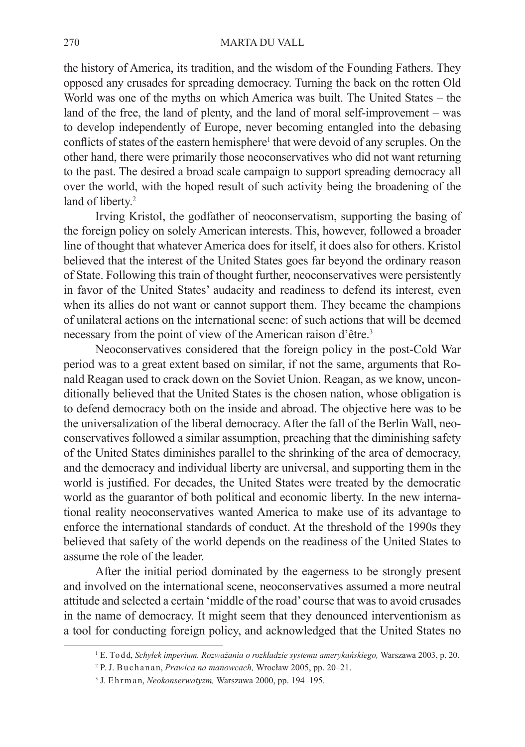the history of America, its tradition, and the wisdom of the Founding Fathers. They opposed any crusades for spreading democracy. Turning the back on the rotten Old World was one of the myths on which America was built. The United States – the land of the free, the land of plenty, and the land of moral self-improvement – was to develop independently of Europe, never becoming entangled into the debasing conflicts of states of the eastern hemisphere[1] that were devoid of any scruples. On the other hand, there were primarily those neoconservatives who did not want returning to the past. The desired a broad scale campaign to support spreading democracy all over the world, with the hoped result of such activity being the broadening of the land of liberty.[2]

Irving Kristol, the godfather of neoconservatism, supporting the basing of the foreign policy on solely American interests. This, however, followed a broader line of thought that whatever America does for itself, it does also for others. Kristol believed that the interest of the United States goes far beyond the ordinary reason of State. Following this train of thought further, neoconservatives were persistently in favor of the United States' audacity and readiness to defend its interest, even when its allies do not want or cannot support them. They became the champions of unilateral actions on the international scene: of such actions that will be deemed necessary from the point of view of the American raison d'être.[3]

Neoconservatives considered that the foreign policy in the post-Cold War period was to a great extent based on similar, if not the same, arguments that Ronald Reagan used to crack down on the Soviet Union. Reagan, as we know, unconditionally believed that the United States is the chosen nation, whose obligation is to defend democracy both on the inside and abroad. The objective here was to be the universalization of the liberal democracy. After the fall of the Berlin Wall, neoconservatives followed a similar assumption, preaching that the diminishing safety of the United States diminishes parallel to the shrinking of the area of democracy, and the democracy and individual liberty are universal, and supporting them in the world is justified. For decades, the United States were treated by the democratic world as the guarantor of both political and economic liberty. In the new international reality neoconservatives wanted America to make use of its advantage to enforce the international standards of conduct. At the threshold of the 1990s they believed that safety of the world depends on the readiness of the United States to assume the role of the leader.

After the initial period dominated by the eagerness to be strongly present and involved on the international scene, neoconservatives assumed a more neutral attitude and selected a certain 'middle of the road' course that was to avoid crusades in the name of democracy. It might seem that they denounced interventionism as a tool for conducting foreign policy, and acknowledged that the United States no

---

[1] E. Todd, *Schyłek imperium. Rozważania o rozkładzie systemu amerykańskiego,* Warszawa 2003, p. 20.

[2] P. J. Buchanan, *Prawica na manowcach,* Wrocław 2005, pp. 20–21.

[3] J. Ehrman, *Neokonserwatyzm,* Warszawa 2000, pp. 194–195.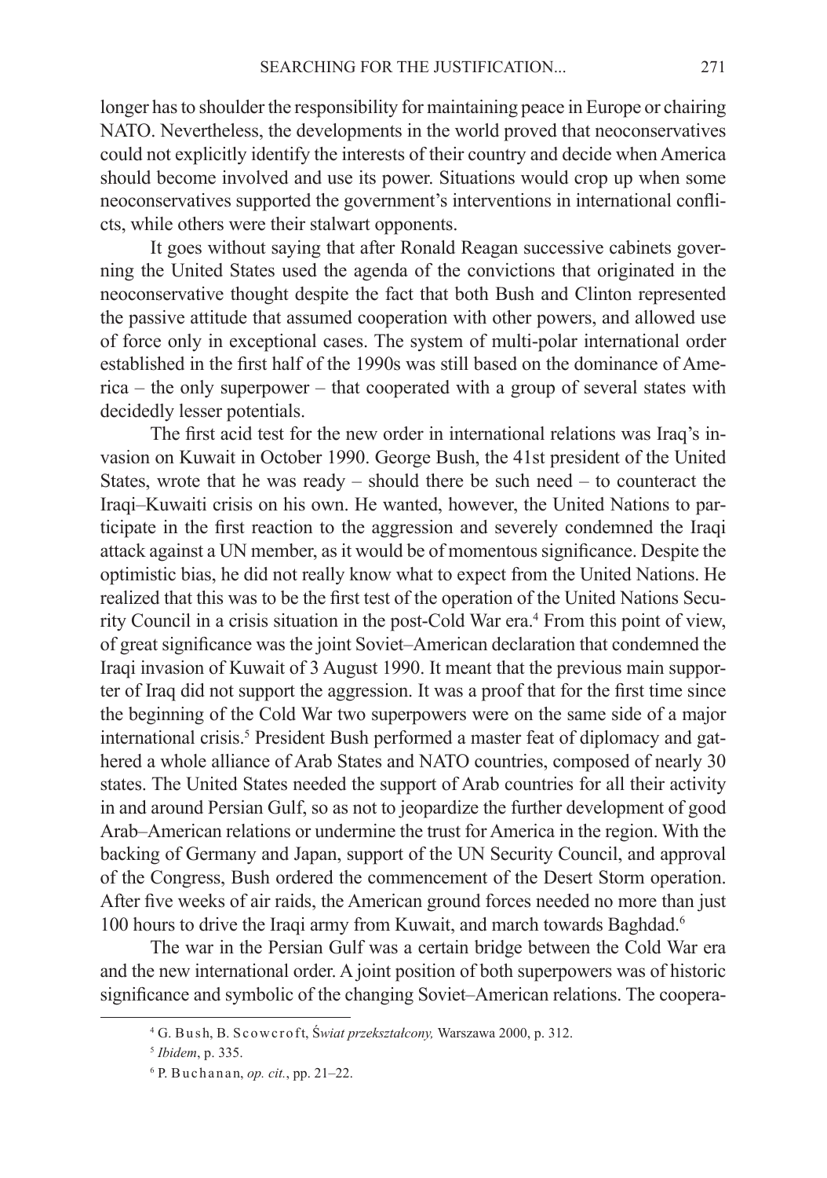longer has to shoulder the responsibility for maintaining peace in Europe or chairing NATO. Nevertheless, the developments in the world proved that neoconservatives could not explicitly identify the interests of their country and decide when America should become involved and use its power. Situations would crop up when some neoconservatives supported the government's interventions in international conflicts, while others were their stalwart opponents.

It goes without saying that after Ronald Reagan successive cabinets governing the United States used the agenda of the convictions that originated in the neoconservative thought despite the fact that both Bush and Clinton represented the passive attitude that assumed cooperation with other powers, and allowed use of force only in exceptional cases. The system of multi-polar international order established in the first half of the 1990s was still based on the dominance of America – the only superpower – that cooperated with a group of several states with decidedly lesser potentials.

The first acid test for the new order in international relations was Iraq's invasion on Kuwait in October 1990. George Bush, the 41st president of the United States, wrote that he was ready – should there be such need – to counteract the Iraqi–Kuwaiti crisis on his own. He wanted, however, the United Nations to participate in the first reaction to the aggression and severely condemned the Iraqi attack against a UN member, as it would be of momentous significance. Despite the optimistic bias, he did not really know what to expect from the United Nations. He realized that this was to be the first test of the operation of the United Nations Security Council in a crisis situation in the post-Cold War era.[4] From this point of view, of great significance was the joint Soviet–American declaration that condemned the Iraqi invasion of Kuwait of 3 August 1990. It meant that the previous main supporter of Iraq did not support the aggression. It was a proof that for the first time since the beginning of the Cold War two superpowers were on the same side of a major international crisis.[5] President Bush performed a master feat of diplomacy and gathered a whole alliance of Arab States and NATO countries, composed of nearly 30 states. The United States needed the support of Arab countries for all their activity in and around Persian Gulf, so as not to jeopardize the further development of good Arab–American relations or undermine the trust for America in the region. With the backing of Germany and Japan, support of the UN Security Council, and approval of the Congress, Bush ordered the commencement of the Desert Storm operation. After five weeks of air raids, the American ground forces needed no more than just 100 hours to drive the Iraqi army from Kuwait, and march towards Baghdad.[6]

The war in the Persian Gulf was a certain bridge between the Cold War era and the new international order. A joint position of both superpowers was of historic significance and symbolic of the changing Soviet–American relations. The coopera-

---

[4] G. Bush, B. Scowcroft, *Świat przekształcony,* Warszawa 2000, p. 312.

[5] *Ibidem*, p. 335.

[6] P. Buchanan, *op. cit.*, pp. 21–22.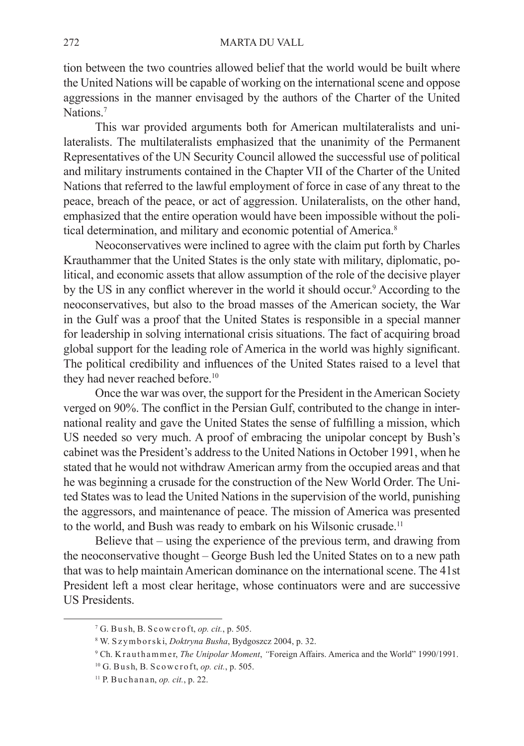tion between the two countries allowed belief that the world would be built where the United Nations will be capable of working on the international scene and oppose aggressions in the manner envisaged by the authors of the Charter of the United Nations.[7]

This war provided arguments both for American multilateralists and unilateralists. The multilateralists emphasized that the unanimity of the Permanent Representatives of the UN Security Council allowed the successful use of political and military instruments contained in the Chapter VII of the Charter of the United Nations that referred to the lawful employment of force in case of any threat to the peace, breach of the peace, or act of aggression. Unilateralists, on the other hand, emphasized that the entire operation would have been impossible without the political determination, and military and economic potential of America.[8]

Neoconservatives were inclined to agree with the claim put forth by Charles Krauthammer that the United States is the only state with military, diplomatic, political, and economic assets that allow assumption of the role of the decisive player by the US in any conflict wherever in the world it should occur.[9] According to the neoconservatives, but also to the broad masses of the American society, the War in the Gulf was a proof that the United States is responsible in a special manner for leadership in solving international crisis situations. The fact of acquiring broad global support for the leading role of America in the world was highly significant. The political credibility and influences of the United States raised to a level that they had never reached before.[10]

Once the war was over, the support for the President in the American Society verged on 90%. The conflict in the Persian Gulf, contributed to the change in international reality and gave the United States the sense of fulfilling a mission, which US needed so very much. A proof of embracing the unipolar concept by Bush's cabinet was the President's address to the United Nations in October 1991, when he stated that he would not withdraw American army from the occupied areas and that he was beginning a crusade for the construction of the New World Order. The United States was to lead the United Nations in the supervision of the world, punishing the aggressors, and maintenance of peace. The mission of America was presented to the world, and Bush was ready to embark on his Wilsonic crusade.[11]

Believe that – using the experience of the previous term, and drawing from the neoconservative thought – George Bush led the United States on to a new path that was to help maintain American dominance on the international scene. The 41st President left a most clear heritage, whose continuators were and are successive US Presidents.

---

[7] G. Bush, B. Scowcroft, *op. cit.*, p. 505.

[8] W. Szymborski, *Doktryna Busha*, Bydgoszcz 2004, p. 32.

[9] Ch. Krauthammer, *The Unipolar Moment*, "Foreign Affairs. America and the World" 1990/1991.

[10] G. Bush, B. Scowcroft, *op. cit.*, p. 505.

[11] P. Buchanan, *op. cit.*, p. 22.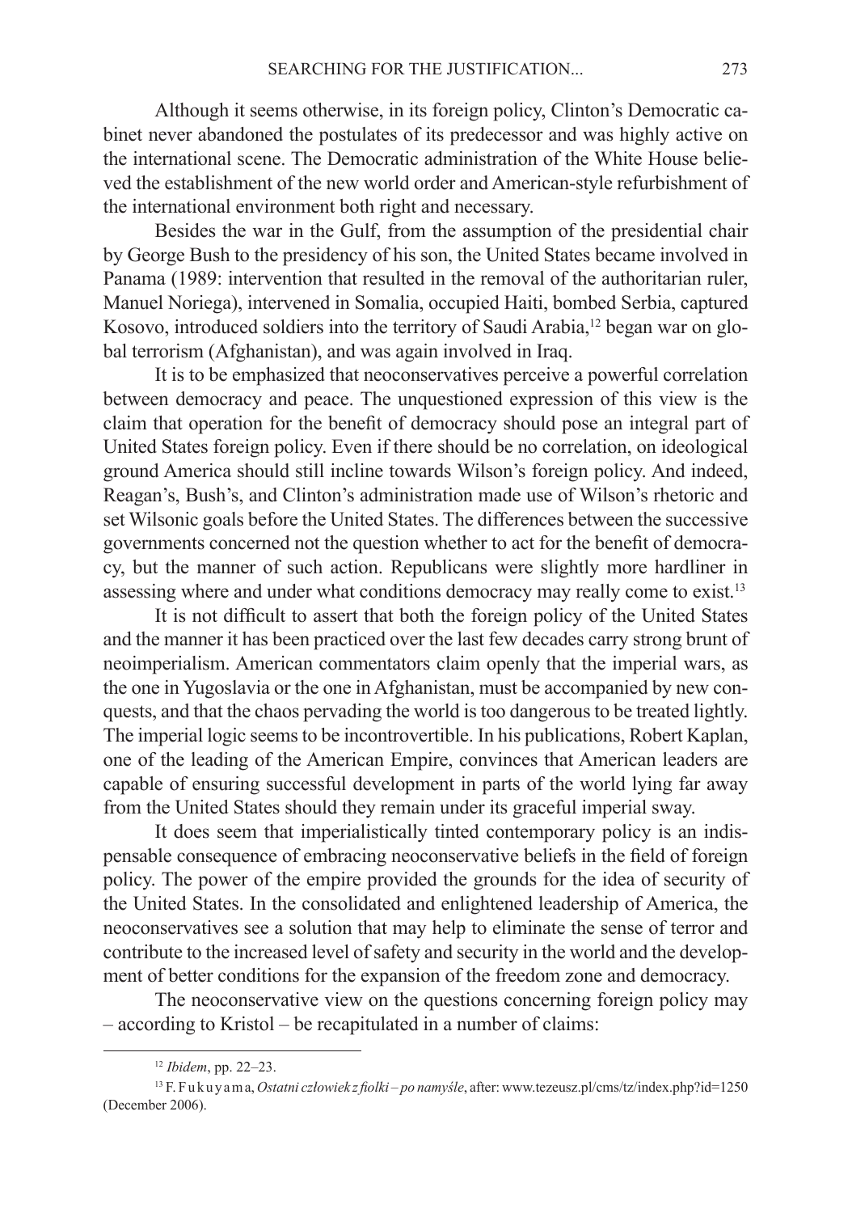Although it seems otherwise, in its foreign policy, Clinton's Democratic cabinet never abandoned the postulates of its predecessor and was highly active on the international scene. The Democratic administration of the White House believed the establishment of the new world order and American-style refurbishment of the international environment both right and necessary.

Besides the war in the Gulf, from the assumption of the presidential chair by George Bush to the presidency of his son, the United States became involved in Panama (1989: intervention that resulted in the removal of the authoritarian ruler, Manuel Noriega), intervened in Somalia, occupied Haiti, bombed Serbia, captured Kosovo, introduced soldiers into the territory of Saudi Arabia,[12] began war on global terrorism (Afghanistan), and was again involved in Iraq.

It is to be emphasized that neoconservatives perceive a powerful correlation between democracy and peace. The unquestioned expression of this view is the claim that operation for the benefit of democracy should pose an integral part of United States foreign policy. Even if there should be no correlation, on ideological ground America should still incline towards Wilson's foreign policy. And indeed, Reagan's, Bush's, and Clinton's administration made use of Wilson's rhetoric and set Wilsonic goals before the United States. The differences between the successive governments concerned not the question whether to act for the benefit of democracy, but the manner of such action. Republicans were slightly more hardliner in assessing where and under what conditions democracy may really come to exist.[13]

It is not difficult to assert that both the foreign policy of the United States and the manner it has been practiced over the last few decades carry strong brunt of neoimperialism. American commentators claim openly that the imperial wars, as the one in Yugoslavia or the one in Afghanistan, must be accompanied by new conquests, and that the chaos pervading the world is too dangerous to be treated lightly. The imperial logic seems to be incontrovertible. In his publications, Robert Kaplan, one of the leading of the American Empire, convinces that American leaders are capable of ensuring successful development in parts of the world lying far away from the United States should they remain under its graceful imperial sway.

It does seem that imperialistically tinted contemporary policy is an indispensable consequence of embracing neoconservative beliefs in the field of foreign policy. The power of the empire provided the grounds for the idea of security of the United States. In the consolidated and enlightened leadership of America, the neoconservatives see a solution that may help to eliminate the sense of terror and contribute to the increased level of safety and security in the world and the development of better conditions for the expansion of the freedom zone and democracy.

The neoconservative view on the questions concerning foreign policy may – according to Kristol – be recapitulated in a number of claims:

---

[12] *Ibidem*, pp. 22–23.

[13] F. Fukuyama, *Ostatni człowiek z fiolki – po namyśle*, after: www.tezeusz.pl/cms/tz/index.php?id=1250 (December 2006).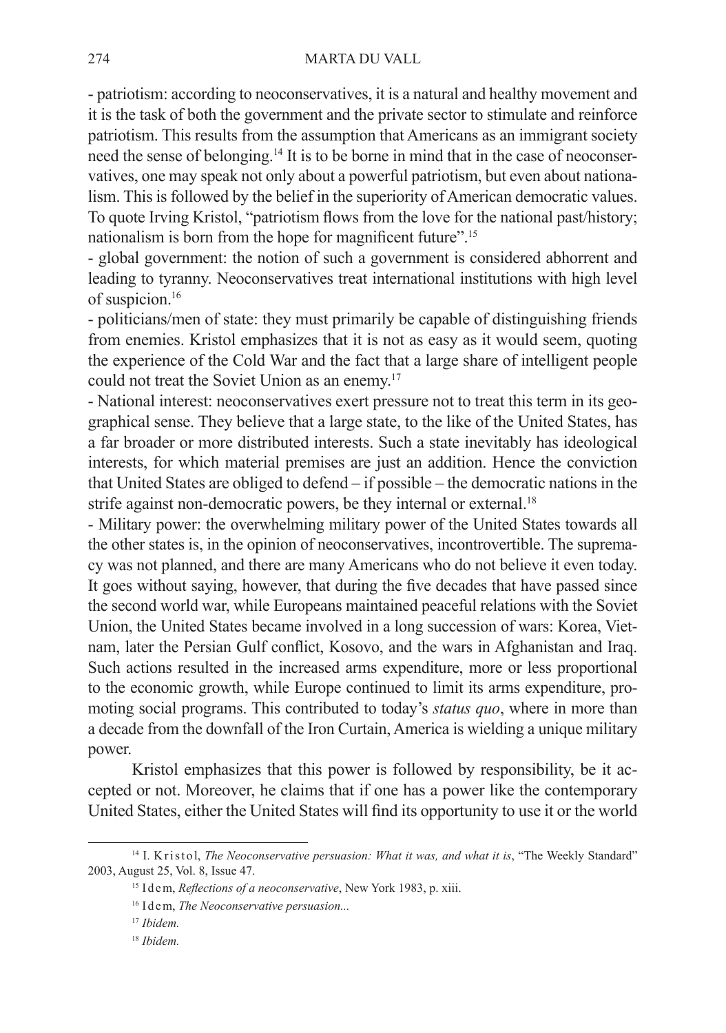- patriotism: according to neoconservatives, it is a natural and healthy movement and it is the task of both the government and the private sector to stimulate and reinforce patriotism. This results from the assumption that Americans as an immigrant society need the sense of belonging.[14] It is to be borne in mind that in the case of neoconservatives, one may speak not only about a powerful patriotism, but even about nationalism. This is followed by the belief in the superiority of American democratic values. To quote Irving Kristol, "patriotism flows from the love for the national past/history; nationalism is born from the hope for magnificent future".[15]

- global government: the notion of such a government is considered abhorrent and leading to tyranny. Neoconservatives treat international institutions with high level of suspicion.[16]

- politicians/men of state: they must primarily be capable of distinguishing friends from enemies. Kristol emphasizes that it is not as easy as it would seem, quoting the experience of the Cold War and the fact that a large share of intelligent people could not treat the Soviet Union as an enemy.[17]

- National interest: neoconservatives exert pressure not to treat this term in its geographical sense. They believe that a large state, to the like of the United States, has a far broader or more distributed interests. Such a state inevitably has ideological interests, for which material premises are just an addition. Hence the conviction that United States are obliged to defend – if possible – the democratic nations in the strife against non-democratic powers, be they internal or external.[18]

- Military power: the overwhelming military power of the United States towards all the other states is, in the opinion of neoconservatives, incontrovertible. The supremacy was not planned, and there are many Americans who do not believe it even today. It goes without saying, however, that during the five decades that have passed since the second world war, while Europeans maintained peaceful relations with the Soviet Union, the United States became involved in a long succession of wars: Korea, Vietnam, later the Persian Gulf conflict, Kosovo, and the wars in Afghanistan and Iraq. Such actions resulted in the increased arms expenditure, more or less proportional to the economic growth, while Europe continued to limit its arms expenditure, promoting social programs. This contributed to today's *status quo*, where in more than a decade from the downfall of the Iron Curtain, America is wielding a unique military power.

Kristol emphasizes that this power is followed by responsibility, be it accepted or not. Moreover, he claims that if one has a power like the contemporary United States, either the United States will find its opportunity to use it or the world

---

[14] I. Kristol, *The Neoconservative persuasion: What it was, and what it is*, "The Weekly Standard" 2003, August 25, Vol. 8, Issue 47.

[15] Idem, *Reflections of a neoconservative*, New York 1983, p. xiii.

[16] Idem, *The Neoconservative persuasion...*

[17] *Ibidem.*

[18] *Ibidem.*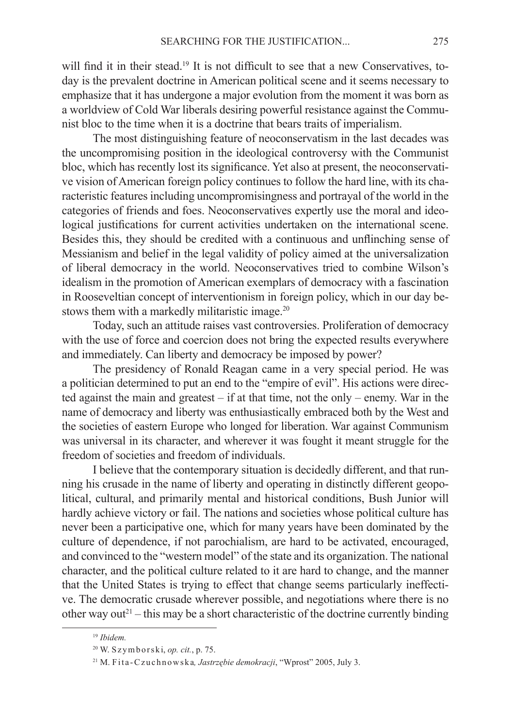will find it in their stead.[19] It is not difficult to see that a new Conservatives, today is the prevalent doctrine in American political scene and it seems necessary to emphasize that it has undergone a major evolution from the moment it was born as a worldview of Cold War liberals desiring powerful resistance against the Communist bloc to the time when it is a doctrine that bears traits of imperialism.

The most distinguishing feature of neoconservatism in the last decades was the uncompromising position in the ideological controversy with the Communist bloc, which has recently lost its significance. Yet also at present, the neoconservative vision of American foreign policy continues to follow the hard line, with its characteristic features including uncompromisingness and portrayal of the world in the categories of friends and foes. Neoconservatives expertly use the moral and ideological justifications for current activities undertaken on the international scene. Besides this, they should be credited with a continuous and unflinching sense of Messianism and belief in the legal validity of policy aimed at the universalization of liberal democracy in the world. Neoconservatives tried to combine Wilson's idealism in the promotion of American exemplars of democracy with a fascination in Rooseveltian concept of interventionism in foreign policy, which in our day bestows them with a markedly militaristic image.[20]

Today, such an attitude raises vast controversies. Proliferation of democracy with the use of force and coercion does not bring the expected results everywhere and immediately. Can liberty and democracy be imposed by power?

The presidency of Ronald Reagan came in a very special period. He was a politician determined to put an end to the "empire of evil". His actions were directed against the main and greatest – if at that time, not the only – enemy. War in the name of democracy and liberty was enthusiastically embraced both by the West and the societies of eastern Europe who longed for liberation. War against Communism was universal in its character, and wherever it was fought it meant struggle for the freedom of societies and freedom of individuals.

I believe that the contemporary situation is decidedly different, and that running his crusade in the name of liberty and operating in distinctly different geopolitical, cultural, and primarily mental and historical conditions, Bush Junior will hardly achieve victory or fail. The nations and societies whose political culture has never been a participative one, which for many years have been dominated by the culture of dependence, if not parochialism, are hard to be activated, encouraged, and convinced to the "western model" of the state and its organization. The national character, and the political culture related to it are hard to change, and the manner that the United States is trying to effect that change seems particularly ineffective. The democratic crusade wherever possible, and negotiations where there is no other way out[21] – this may be a short characteristic of the doctrine currently binding

---

[19] *Ibidem.*

[20] W. Szymborski, *op. cit.*, p. 75.

[21] M. Fita-Czuchnowska, *Jastrzębie demokracji*, "Wprost" 2005, July 3.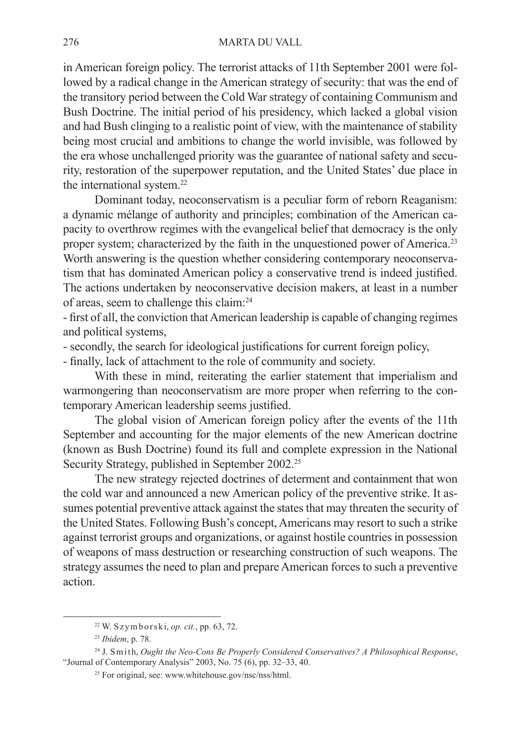in American foreign policy. The terrorist attacks of 11th September 2001 were followed by a radical change in the American strategy of security: that was the end of the transitory period between the Cold War strategy of containing Communism and Bush Doctrine. The initial period of his presidency, which lacked a global vision and had Bush clinging to a realistic point of view, with the maintenance of stability being most crucial and ambitions to change the world invisible, was followed by the era whose unchallenged priority was the guarantee of national safety and security, restoration of the superpower reputation, and the United States' due place in the international system.[22]

Dominant today, neoconservatism is a peculiar form of reborn Reaganism: a dynamic mélange of authority and principles; combination of the American capacity to overthrow regimes with the evangelical belief that democracy is the only proper system; characterized by the faith in the unquestioned power of America.[23] Worth answering is the question whether considering contemporary neoconservatism that has dominated American policy a conservative trend is indeed justified. The actions undertaken by neoconservative decision makers, at least in a number of areas, seem to challenge this claim:[24]

- first of all, the conviction that American leadership is capable of changing regimes and political systems,
- secondly, the search for ideological justifications for current foreign policy,
- finally, lack of attachment to the role of community and society.

With these in mind, reiterating the earlier statement that imperialism and warmongering than neoconservatism are more proper when referring to the contemporary American leadership seems justified.

The global vision of American foreign policy after the events of the 11th September and accounting for the major elements of the new American doctrine (known as Bush Doctrine) found its full and complete expression in the National Security Strategy, published in September 2002.[25]

The new strategy rejected doctrines of determent and containment that won the cold war and announced a new American policy of the preventive strike. It assumes potential preventive attack against the states that may threaten the security of the United States. Following Bush's concept, Americans may resort to such a strike against terrorist groups and organizations, or against hostile countries in possession of weapons of mass destruction or researching construction of such weapons. The strategy assumes the need to plan and prepare American forces to such a preventive action.

---

[22] W. Szymborski, *op. cit.*, pp. 63, 72.

[23] *Ibidem*, p. 78.

[24] J. Smith, *Ought the Neo-Cons Be Properly Considered Conservatives? A Philosophical Response*, "Journal of Contemporary Analysis" 2003, No. 75 (6), pp. 32–33, 40.

[25] For original, see: www.whitehouse.gov/nsc/nss/html.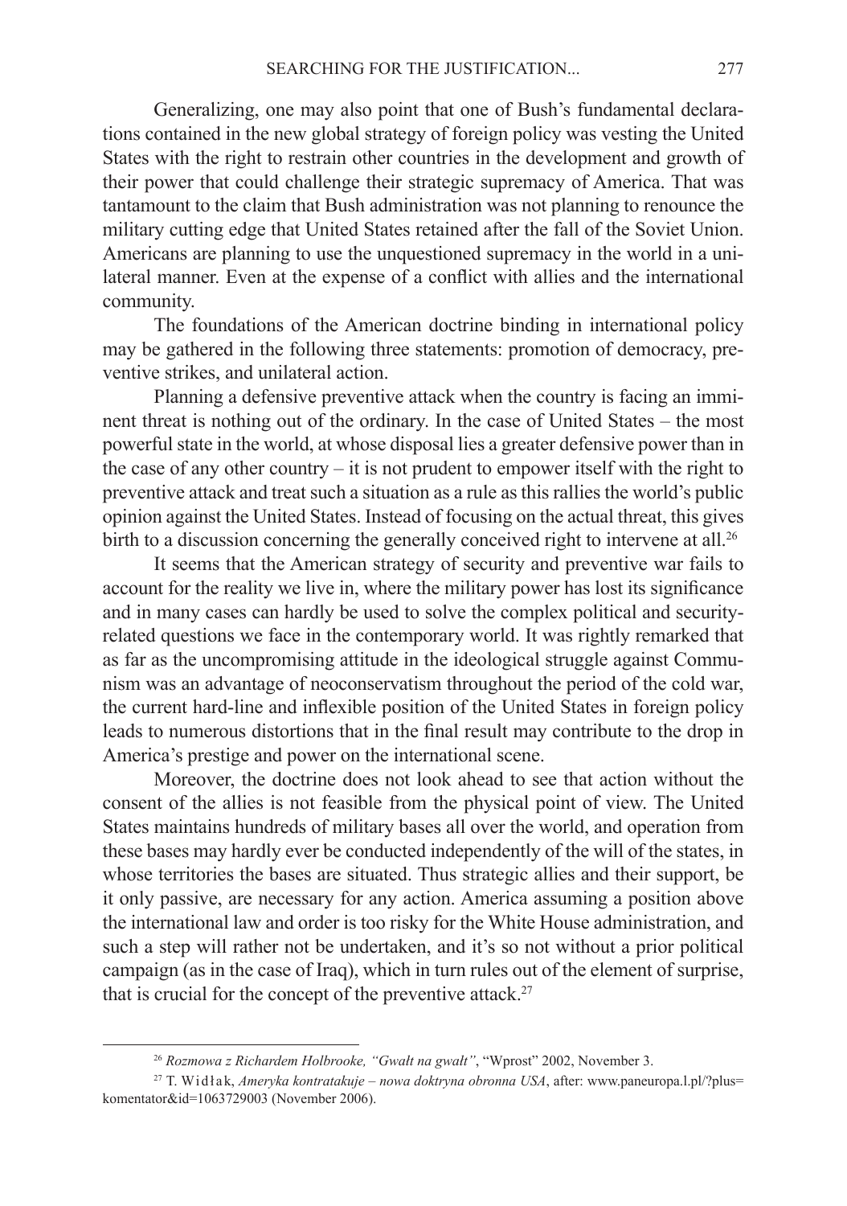Generalizing, one may also point that one of Bush's fundamental declarations contained in the new global strategy of foreign policy was vesting the United States with the right to restrain other countries in the development and growth of their power that could challenge their strategic supremacy of America. That was tantamount to the claim that Bush administration was not planning to renounce the military cutting edge that United States retained after the fall of the Soviet Union. Americans are planning to use the unquestioned supremacy in the world in a unilateral manner. Even at the expense of a conflict with allies and the international community.

The foundations of the American doctrine binding in international policy may be gathered in the following three statements: promotion of democracy, preventive strikes, and unilateral action.

Planning a defensive preventive attack when the country is facing an imminent threat is nothing out of the ordinary. In the case of United States – the most powerful state in the world, at whose disposal lies a greater defensive power than in the case of any other country – it is not prudent to empower itself with the right to preventive attack and treat such a situation as a rule as this rallies the world's public opinion against the United States. Instead of focusing on the actual threat, this gives birth to a discussion concerning the generally conceived right to intervene at all.[26]

It seems that the American strategy of security and preventive war fails to account for the reality we live in, where the military power has lost its significance and in many cases can hardly be used to solve the complex political and security-related questions we face in the contemporary world. It was rightly remarked that as far as the uncompromising attitude in the ideological struggle against Communism was an advantage of neoconservatism throughout the period of the cold war, the current hard-line and inflexible position of the United States in foreign policy leads to numerous distortions that in the final result may contribute to the drop in America's prestige and power on the international scene.

Moreover, the doctrine does not look ahead to see that action without the consent of the allies is not feasible from the physical point of view. The United States maintains hundreds of military bases all over the world, and operation from these bases may hardly ever be conducted independently of the will of the states, in whose territories the bases are situated. Thus strategic allies and their support, be it only passive, are necessary for any action. America assuming a position above the international law and order is too risky for the White House administration, and such a step will rather not be undertaken, and it's so not without a prior political campaign (as in the case of Iraq), which in turn rules out of the element of surprise, that is crucial for the concept of the preventive attack.[27]

---

[26] *Rozmowa z Richardem Holbrooke, "Gwałt na gwałt"*, "Wprost" 2002, November 3.

[27] T. Widłak, *Ameryka kontratakuje – nowa doktryna obronna USA*, after: www.paneuropa.l.pl/?plus=komentator&id=1063729003 (November 2006).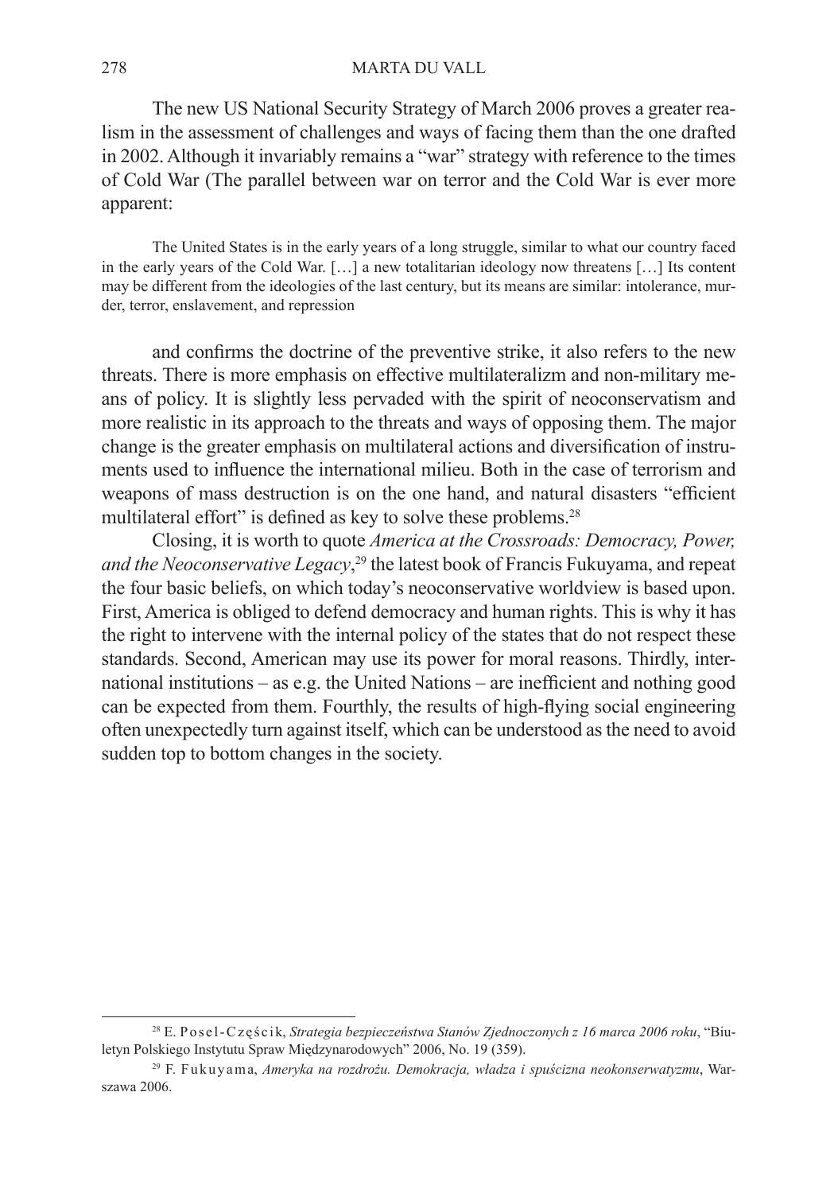The new US National Security Strategy of March 2006 proves a greater realism in the assessment of challenges and ways of facing them than the one drafted in 2002. Although it invariably remains a "war" strategy with reference to the times of Cold War (The parallel between war on terror and the Cold War is ever more apparent:

> The United States is in the early years of a long struggle, similar to what our country faced in the early years of the Cold War. […] a new totalitarian ideology now threatens […] Its content may be different from the ideologies of the last century, but its means are similar: intolerance, murder, terror, enslavement, and repression

and confirms the doctrine of the preventive strike, it also refers to the new threats. There is more emphasis on effective multilateralizm and non-military means of policy. It is slightly less pervaded with the spirit of neoconservatism and more realistic in its approach to the threats and ways of opposing them. The major change is the greater emphasis on multilateral actions and diversification of instruments used to influence the international milieu. Both in the case of terrorism and weapons of mass destruction is on the one hand, and natural disasters "efficient multilateral effort" is defined as key to solve these problems.[28]

Closing, it is worth to quote *America at the Crossroads: Democracy, Power, and the Neoconservative Legacy*,[29] the latest book of Francis Fukuyama, and repeat the four basic beliefs, on which today's neoconservative worldview is based upon. First, America is obliged to defend democracy and human rights. This is why it has the right to intervene with the internal policy of the states that do not respect these standards. Second, American may use its power for moral reasons. Thirdly, international institutions – as e.g. the United Nations – are inefficient and nothing good can be expected from them. Fourthly, the results of high-flying social engineering often unexpectedly turn against itself, which can be understood as the need to avoid sudden top to bottom changes in the society.

---

[28] E. Posel-Częścik, *Strategia bezpieczeństwa Stanów Zjednoczonych z 16 marca 2006 roku*, "Biuletyn Polskiego Instytutu Spraw Międzynarodowych" 2006, No. 19 (359).

[29] F. Fukuyama, *Ameryka na rozdrożu. Demokracja, władza i spuścizna neokonserwatyzmu*, Warszawa 2006.